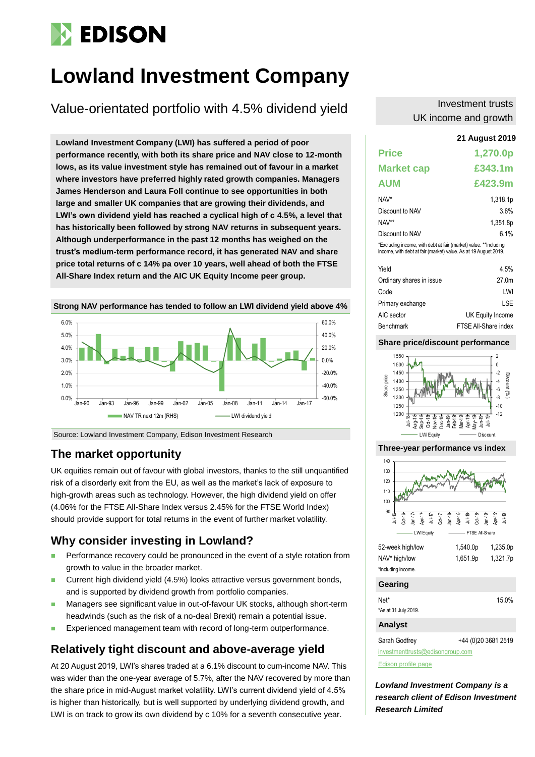# Lowland Investment Company

## Value-orientated portfolio with 4.5% dividend yield

Investment trusts
UK income and growth

**21 August 2019**

**Lowland Investment Company (LWI) has suffered a period of poor performance recently, with both its share price and NAV close to 12-month lows, as its value investment style has remained out of favour in a market where investors have preferred highly rated growth companies. Managers James Henderson and Laura Foll continue to see opportunities in both large and smaller UK companies that are growing their dividends, and LWI's own dividend yield has reached a cyclical high of c 4.5%, a level that has historically been followed by strong NAV returns in subsequent years. Although underperformance in the past 12 months has weighed on the trust's medium-term performance record, it has generated NAV and share price total returns of c 14% pa over 10 years, well ahead of both the FTSE All-Share Index return and the AIC UK Equity Income peer group.**

| | |
|---|---|
| **Price** | **1,270.0p** |
| **Market cap** | **£343.1m** |
| **AUM** | **£423.9m** |
| NAV* | 1,318.1p |
| Discount to NAV | 3.6% |
| NAV** | 1,351.8p |
| Discount to NAV | 6.1% |

*Excluding income, with debt at fair (market) value. **Including income, with debt at fair (market) value. As at 19 August 2019.

| | |
|---|---|
| Yield | 4.5% |
| Ordinary shares in issue | 27.0m |
| Code | LWI |
| Primary exchange | LSE |
| AIC sector | UK Equity Income |
| Benchmark | FTSE All-Share index |

**Strong NAV performance has tended to follow an LWI dividend yield above 4%**

Source: Lowland Investment Company, Edison Investment Research

**Share price/discount performance**

**Three-year performance vs index**

| | | |
|---|---|---|
| 52-week high/low | 1,540.0p | 1,235.0p |
| NAV* high/low | 1,651.9p | 1,321.7p |

*Including income.

**Gearing**

| | |
|---|---|
| Net* | 15.0% |

*As at 31 July 2019.

**Analyst**

Sarah Godfrey +44 (0)20 3681 2519

investmenttrusts@edisongroup.com

Edison profile page

## The market opportunity

UK equities remain out of favour with global investors, thanks to the still unquantified risk of a disorderly exit from the EU, as well as the market's lack of exposure to high-growth areas such as technology. However, the high dividend yield on offer (4.06% for the FTSE All-Share Index versus 2.45% for the FTSE World Index) should provide support for total returns in the event of further market volatility.

## Why consider investing in Lowland?

- Performance recovery could be pronounced in the event of a style rotation from growth to value in the broader market.
- Current high dividend yield (4.5%) looks attractive versus government bonds, and is supported by dividend growth from portfolio companies.
- Managers see significant value in out-of-favour UK stocks, although short-term headwinds (such as the risk of a no-deal Brexit) remain a potential issue.
- Experienced management team with record of long-term outperformance.

## Relatively tight discount and above-average yield

At 20 August 2019, LWI's shares traded at a 6.1% discount to cum-income NAV. This was wider than the one-year average of 5.7%, after the NAV recovered by more than the share price in mid-August market volatility. LWI's current dividend yield of 4.5% is higher than historically, but is well supported by underlying dividend growth, and LWI is on track to grow its own dividend by c 10% for a seventh consecutive year.

***Lowland Investment Company is a research client of Edison Investment Research Limited***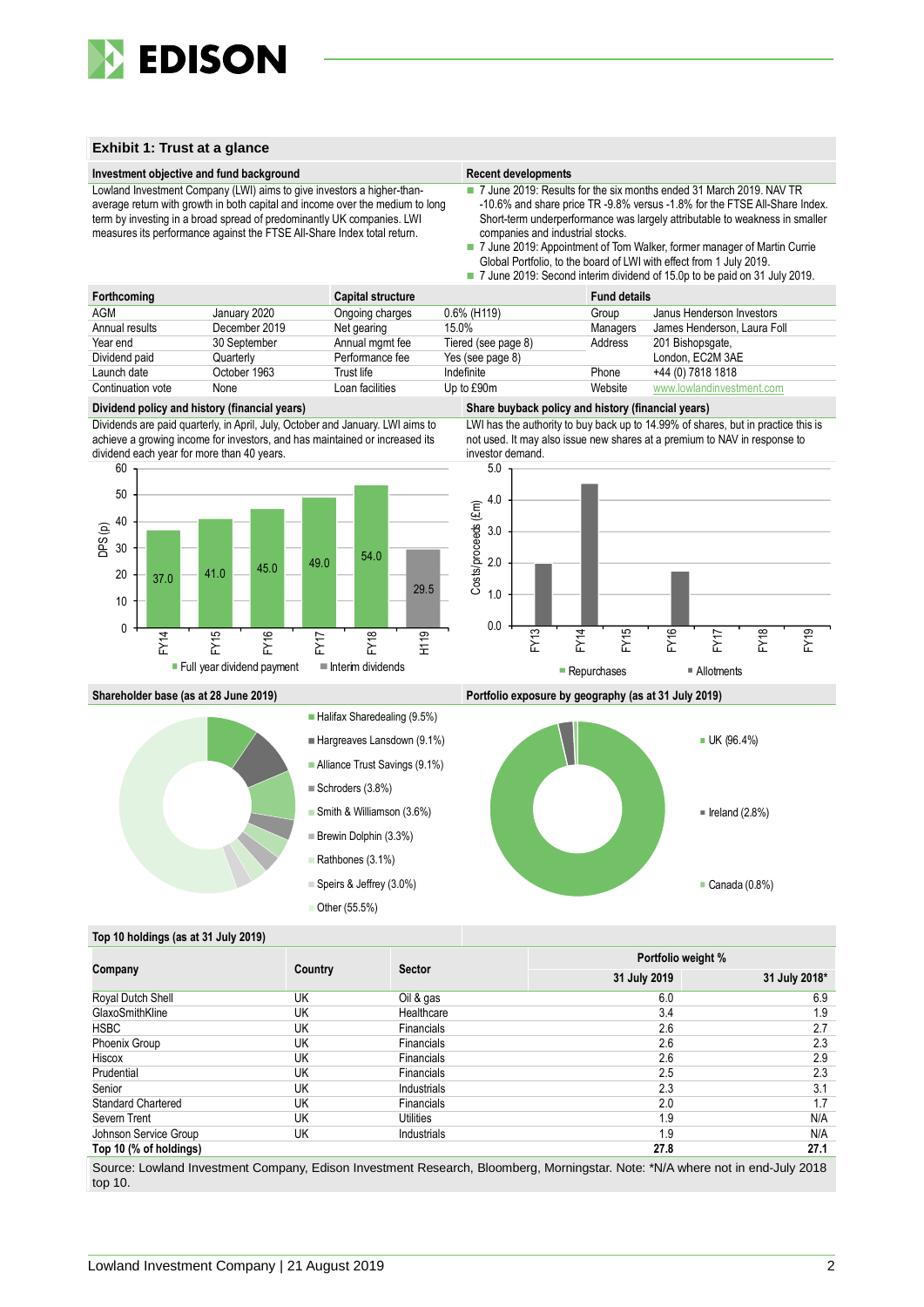## Exhibit 1: Trust at a glance

### Investment objective and fund background

Lowland Investment Company (LWI) aims to give investors a higher-than-average return with growth in both capital and income over the medium to long term by investing in a broad spread of predominantly UK companies. LWI measures its performance against the FTSE All-Share Index total return.

### Recent developments

- 7 June 2019: Results for the six months ended 31 March 2019. NAV TR -10.6% and share price TR -9.8% versus -1.8% for the FTSE All-Share Index. Short-term underperformance was largely attributable to weakness in smaller companies and industrial stocks.
- 7 June 2019: Appointment of Tom Walker, former manager of Martin Currie Global Portfolio, to the board of LWI with effect from 1 July 2019.
- 7 June 2019: Second interim dividend of 15.0p to be paid on 31 July 2019.

| Forthcoming | | Capital structure | | Fund details | |
|---|---|---|---|---|---|
| AGM | January 2020 | Ongoing charges | 0.6% (H119) | Group | Janus Henderson Investors |
| Annual results | December 2019 | Net gearing | 15.0% | Managers | James Henderson, Laura Foll |
| Year end | 30 September | Annual mgmt fee | Tiered (see page 8) | Address | 201 Bishopsgate, |
| Dividend paid | Quarterly | Performance fee | Yes (see page 8) | | London, EC2M 3AE |
| Launch date | October 1963 | Trust life | Indefinite | Phone | +44 (0) 7818 1818 |
| Continuation vote | None | Loan facilities | Up to £90m | Website | www.lowlandinvestment.com |

### Dividend policy and history (financial years)

Dividends are paid quarterly, in April, July, October and January. LWI aims to achieve a growing income for investors, and has maintained or increased its dividend each year for more than 40 years.

| | FY14 | FY15 | FY16 | FY17 | FY18 | H119 |
|---|---|---|---|---|---|---|
| DPS (p) | 37.0 | 41.0 | 45.0 | 49.0 | 54.0 | 29.5 |

Full year dividend payment; Interim dividends

### Share buyback policy and history (financial years)

LWI has the authority to buy back up to 14.99% of shares, but in practice this is not used. It may also issue new shares at a premium to NAV in response to investor demand.

Costs/proceeds (£m): Repurchases; Allotments (FY13–FY19)

### Shareholder base (as at 28 June 2019)

- Halifax Sharedealing (9.5%)
- Hargreaves Lansdown (9.1%)
- Alliance Trust Savings (9.1%)
- Schroders (3.8%)
- Smith & Williamson (3.6%)
- Brewin Dolphin (3.3%)
- Rathbones (3.1%)
- Speirs & Jeffrey (3.0%)
- Other (55.5%)

### Portfolio exposure by geography (as at 31 July 2019)

- UK (96.4%)
- Ireland (2.8%)
- Canada (0.8%)

### Top 10 holdings (as at 31 July 2019)

| Company | Country | Sector | Portfolio weight % | |
|---|---|---|---|---|
| | | | 31 July 2019 | 31 July 2018* |
| Royal Dutch Shell | UK | Oil & gas | 6.0 | 6.9 |
| GlaxoSmithKline | UK | Healthcare | 3.4 | 1.9 |
| HSBC | UK | Financials | 2.6 | 2.7 |
| Phoenix Group | UK | Financials | 2.6 | 2.3 |
| Hiscox | UK | Financials | 2.6 | 2.9 |
| Prudential | UK | Financials | 2.5 | 2.3 |
| Senior | UK | Industrials | 2.3 | 3.1 |
| Standard Chartered | UK | Financials | 2.0 | 1.7 |
| Severn Trent | UK | Utilities | 1.9 | N/A |
| Johnson Service Group | UK | Industrials | 1.9 | N/A |
| **Top 10 (% of holdings)** | | | **27.8** | **27.1** |

Source: Lowland Investment Company, Edison Investment Research, Bloomberg, Morningstar. Note: *N/A where not in end-July 2018 top 10.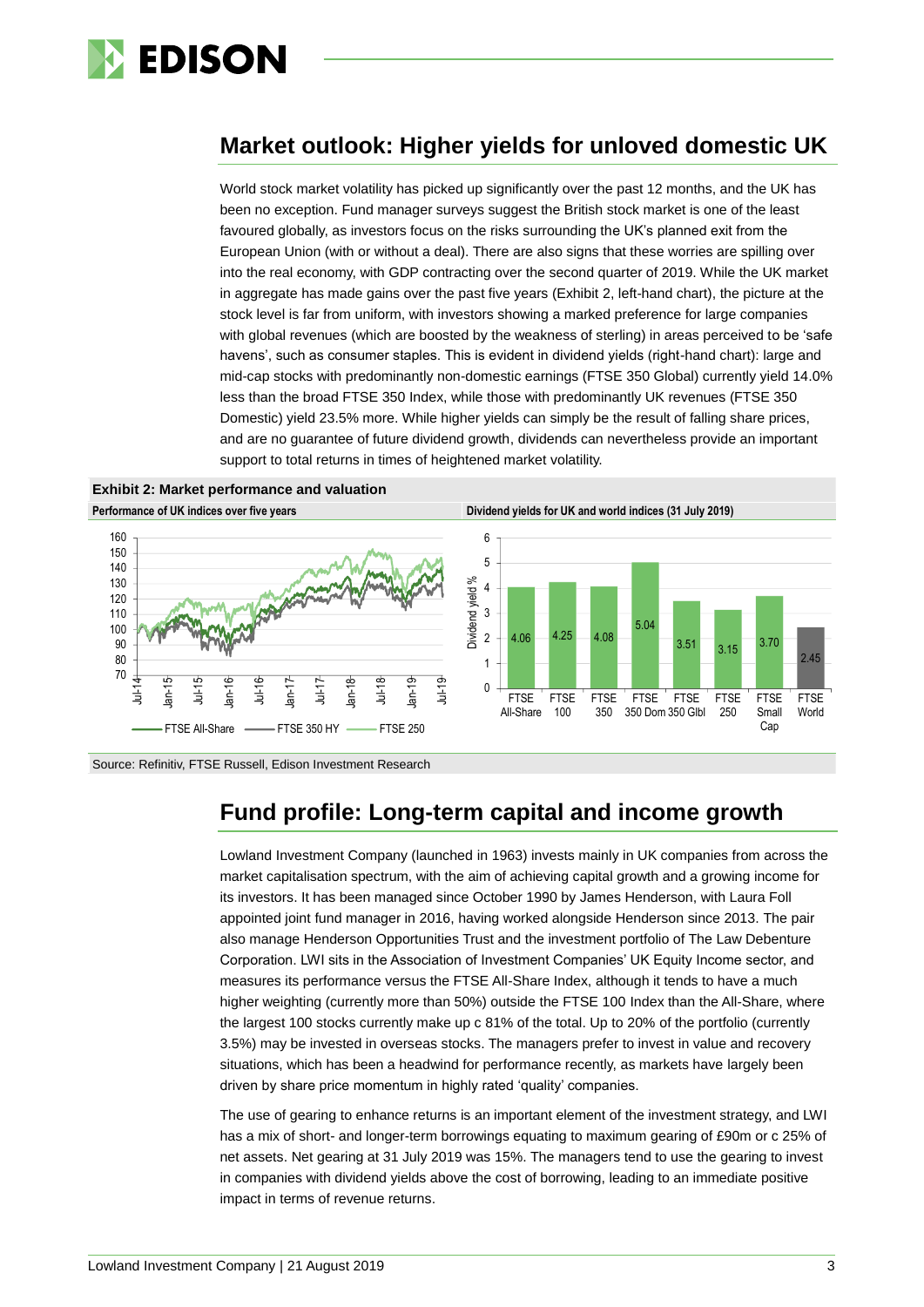## Market outlook: Higher yields for unloved domestic UK

World stock market volatility has picked up significantly over the past 12 months, and the UK has been no exception. Fund manager surveys suggest the British stock market is one of the least favoured globally, as investors focus on the risks surrounding the UK's planned exit from the European Union (with or without a deal). There are also signs that these worries are spilling over into the real economy, with GDP contracting over the second quarter of 2019. While the UK market in aggregate has made gains over the past five years (Exhibit 2, left-hand chart), the picture at the stock level is far from uniform, with investors showing a marked preference for large companies with global revenues (which are boosted by the weakness of sterling) in areas perceived to be 'safe havens', such as consumer staples. This is evident in dividend yields (right-hand chart): large and mid-cap stocks with predominantly non-domestic earnings (FTSE 350 Global) currently yield 14.0% less than the broad FTSE 350 Index, while those with predominantly UK revenues (FTSE 350 Domestic) yield 23.5% more. While higher yields can simply be the result of falling share prices, and are no guarantee of future dividend growth, dividends can nevertheless provide an important support to total returns in times of heightened market volatility.

**Exhibit 2: Market performance and valuation**

**Performance of UK indices over five years**

(Line chart: FTSE All-Share, FTSE 350 HY, FTSE 250; Jul-14 to Jul-19; y-axis 70–160)

**Dividend yields for UK and world indices (31 July 2019)**

| Index | Dividend yield % |
|---|---|
| FTSE All-Share | 4.06 |
| FTSE 100 | 4.25 |
| FTSE 350 | 4.08 |
| FTSE 350 Dom | 5.04 |
| FTSE 350 Glbl | 3.51 |
| FTSE 250 | 3.15 |
| FTSE Small Cap | 3.70 |
| FTSE World | 2.45 |

Source: Refinitiv, FTSE Russell, Edison Investment Research

## Fund profile: Long-term capital and income growth

Lowland Investment Company (launched in 1963) invests mainly in UK companies from across the market capitalisation spectrum, with the aim of achieving capital growth and a growing income for its investors. It has been managed since October 1990 by James Henderson, with Laura Foll appointed joint fund manager in 2016, having worked alongside Henderson since 2013. The pair also manage Henderson Opportunities Trust and the investment portfolio of The Law Debenture Corporation. LWI sits in the Association of Investment Companies' UK Equity Income sector, and measures its performance versus the FTSE All-Share Index, although it tends to have a much higher weighting (currently more than 50%) outside the FTSE 100 Index than the All-Share, where the largest 100 stocks currently make up c 81% of the total. Up to 20% of the portfolio (currently 3.5%) may be invested in overseas stocks. The managers prefer to invest in value and recovery situations, which has been a headwind for performance recently, as markets have largely been driven by share price momentum in highly rated 'quality' companies.

The use of gearing to enhance returns is an important element of the investment strategy, and LWI has a mix of short- and longer-term borrowings equating to maximum gearing of £90m or c 25% of net assets. Net gearing at 31 July 2019 was 15%. The managers tend to use the gearing to invest in companies with dividend yields above the cost of borrowing, leading to an immediate positive impact in terms of revenue returns.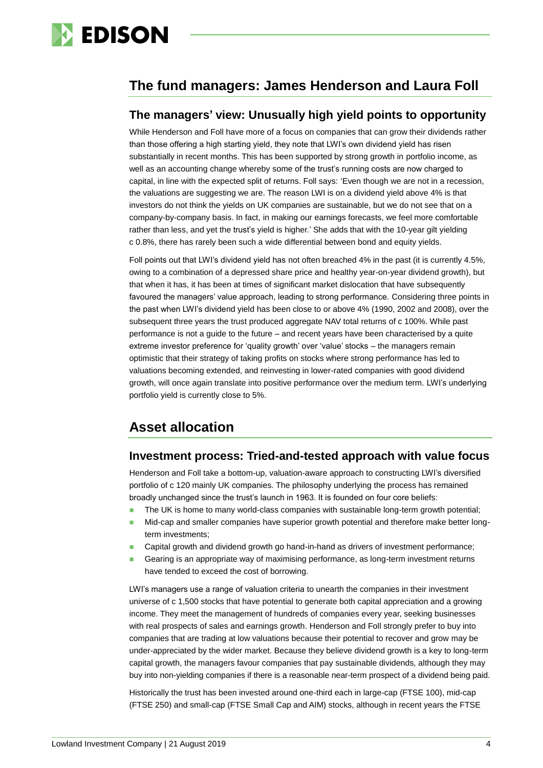## The fund managers: James Henderson and Laura Foll

### The managers' view: Unusually high yield points to opportunity

While Henderson and Foll have more of a focus on companies that can grow their dividends rather than those offering a high starting yield, they note that LWI's own dividend yield has risen substantially in recent months. This has been supported by strong growth in portfolio income, as well as an accounting change whereby some of the trust's running costs are now charged to capital, in line with the expected split of returns. Foll says: 'Even though we are not in a recession, the valuations are suggesting we are. The reason LWI is on a dividend yield above 4% is that investors do not think the yields on UK companies are sustainable, but we do not see that on a company-by-company basis. In fact, in making our earnings forecasts, we feel more comfortable rather than less, and yet the trust's yield is higher.' She adds that with the 10-year gilt yielding c 0.8%, there has rarely been such a wide differential between bond and equity yields.

Foll points out that LWI's dividend yield has not often breached 4% in the past (it is currently 4.5%, owing to a combination of a depressed share price and healthy year-on-year dividend growth), but that when it has, it has been at times of significant market dislocation that have subsequently favoured the managers' value approach, leading to strong performance. Considering three points in the past when LWI's dividend yield has been close to or above 4% (1990, 2002 and 2008), over the subsequent three years the trust produced aggregate NAV total returns of c 100%. While past performance is not a guide to the future – and recent years have been characterised by a quite extreme investor preference for 'quality growth' over 'value' stocks – the managers remain optimistic that their strategy of taking profits on stocks where strong performance has led to valuations becoming extended, and reinvesting in lower-rated companies with good dividend growth, will once again translate into positive performance over the medium term. LWI's underlying portfolio yield is currently close to 5%.

## Asset allocation

### Investment process: Tried-and-tested approach with value focus

Henderson and Foll take a bottom-up, valuation-aware approach to constructing LWI's diversified portfolio of c 120 mainly UK companies. The philosophy underlying the process has remained broadly unchanged since the trust's launch in 1963. It is founded on four core beliefs:

- The UK is home to many world-class companies with sustainable long-term growth potential;
- Mid-cap and smaller companies have superior growth potential and therefore make better long-term investments;
- Capital growth and dividend growth go hand-in-hand as drivers of investment performance;
- Gearing is an appropriate way of maximising performance, as long-term investment returns have tended to exceed the cost of borrowing.

LWI's managers use a range of valuation criteria to unearth the companies in their investment universe of c 1,500 stocks that have potential to generate both capital appreciation and a growing income. They meet the management of hundreds of companies every year, seeking businesses with real prospects of sales and earnings growth. Henderson and Foll strongly prefer to buy into companies that are trading at low valuations because their potential to recover and grow may be under-appreciated by the wider market. Because they believe dividend growth is a key to long-term capital growth, the managers favour companies that pay sustainable dividends, although they may buy into non-yielding companies if there is a reasonable near-term prospect of a dividend being paid.

Historically the trust has been invested around one-third each in large-cap (FTSE 100), mid-cap (FTSE 250) and small-cap (FTSE Small Cap and AIM) stocks, although in recent years the FTSE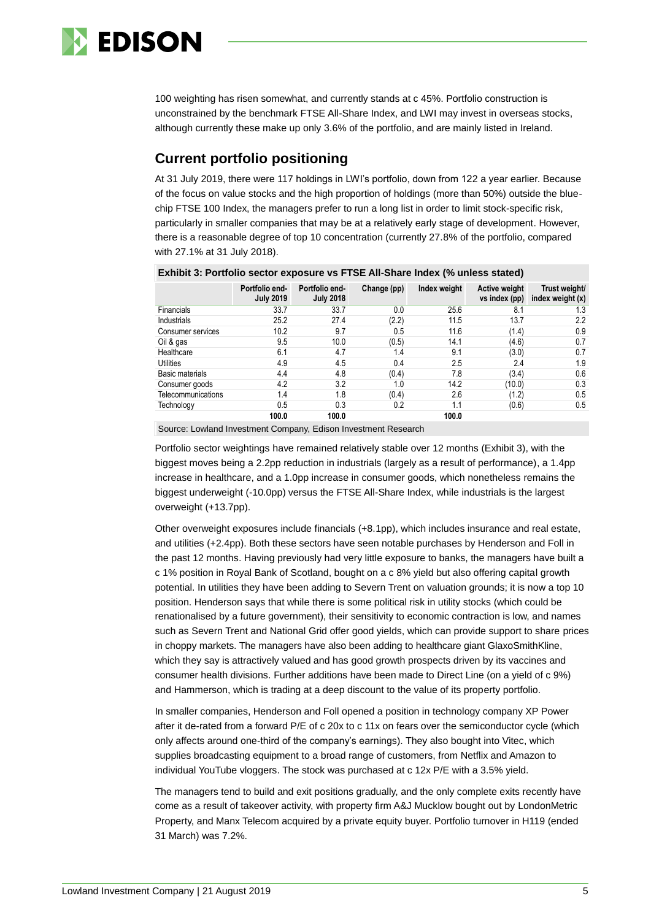100 weighting has risen somewhat, and currently stands at c 45%. Portfolio construction is unconstrained by the benchmark FTSE All-Share Index, and LWI may invest in overseas stocks, although currently these make up only 3.6% of the portfolio, and are mainly listed in Ireland.

## Current portfolio positioning

At 31 July 2019, there were 117 holdings in LWI's portfolio, down from 122 a year earlier. Because of the focus on value stocks and the high proportion of holdings (more than 50%) outside the blue-chip FTSE 100 Index, the managers prefer to run a long list in order to limit stock-specific risk, particularly in smaller companies that may be at a relatively early stage of development. However, there is a reasonable degree of top 10 concentration (currently 27.8% of the portfolio, compared with 27.1% at 31 July 2018).

**Exhibit 3: Portfolio sector exposure vs FTSE All-Share Index (% unless stated)**

| | Portfolio end-July 2019 | Portfolio end-July 2018 | Change (pp) | Index weight | Active weight vs index (pp) | Trust weight/ index weight (x) |
|---|---|---|---|---|---|---|
| Financials | 33.7 | 33.7 | 0.0 | 25.6 | 8.1 | 1.3 |
| Industrials | 25.2 | 27.4 | (2.2) | 11.5 | 13.7 | 2.2 |
| Consumer services | 10.2 | 9.7 | 0.5 | 11.6 | (1.4) | 0.9 |
| Oil & gas | 9.5 | 10.0 | (0.5) | 14.1 | (4.6) | 0.7 |
| Healthcare | 6.1 | 4.7 | 1.4 | 9.1 | (3.0) | 0.7 |
| Utilities | 4.9 | 4.5 | 0.4 | 2.5 | 2.4 | 1.9 |
| Basic materials | 4.4 | 4.8 | (0.4) | 7.8 | (3.4) | 0.6 |
| Consumer goods | 4.2 | 3.2 | 1.0 | 14.2 | (10.0) | 0.3 |
| Telecommunications | 1.4 | 1.8 | (0.4) | 2.6 | (1.2) | 0.5 |
| Technology | 0.5 | 0.3 | 0.2 | 1.1 | (0.6) | 0.5 |
| | **100.0** | **100.0** | | **100.0** | | |

Source: Lowland Investment Company, Edison Investment Research

Portfolio sector weightings have remained relatively stable over 12 months (Exhibit 3), with the biggest moves being a 2.2pp reduction in industrials (largely as a result of performance), a 1.4pp increase in healthcare, and a 1.0pp increase in consumer goods, which nonetheless remains the biggest underweight (-10.0pp) versus the FTSE All-Share Index, while industrials is the largest overweight (+13.7pp).

Other overweight exposures include financials (+8.1pp), which includes insurance and real estate, and utilities (+2.4pp). Both these sectors have seen notable purchases by Henderson and Foll in the past 12 months. Having previously had very little exposure to banks, the managers have built a c 1% position in Royal Bank of Scotland, bought on a c 8% yield but also offering capital growth potential. In utilities they have been adding to Severn Trent on valuation grounds; it is now a top 10 position. Henderson says that while there is some political risk in utility stocks (which could be renationalised by a future government), their sensitivity to economic contraction is low, and names such as Severn Trent and National Grid offer good yields, which can provide support to share prices in choppy markets. The managers have also been adding to healthcare giant GlaxoSmithKline, which they say is attractively valued and has good growth prospects driven by its vaccines and consumer health divisions. Further additions have been made to Direct Line (on a yield of c 9%) and Hammerson, which is trading at a deep discount to the value of its property portfolio.

In smaller companies, Henderson and Foll opened a position in technology company XP Power after it de-rated from a forward P/E of c 20x to c 11x on fears over the semiconductor cycle (which only affects around one-third of the company's earnings). They also bought into Vitec, which supplies broadcasting equipment to a broad range of customers, from Netflix and Amazon to individual YouTube vloggers. The stock was purchased at c 12x P/E with a 3.5% yield.

The managers tend to build and exit positions gradually, and the only complete exits recently have come as a result of takeover activity, with property firm A&J Mucklow bought out by LondonMetric Property, and Manx Telecom acquired by a private equity buyer. Portfolio turnover in H119 (ended 31 March) was 7.2%.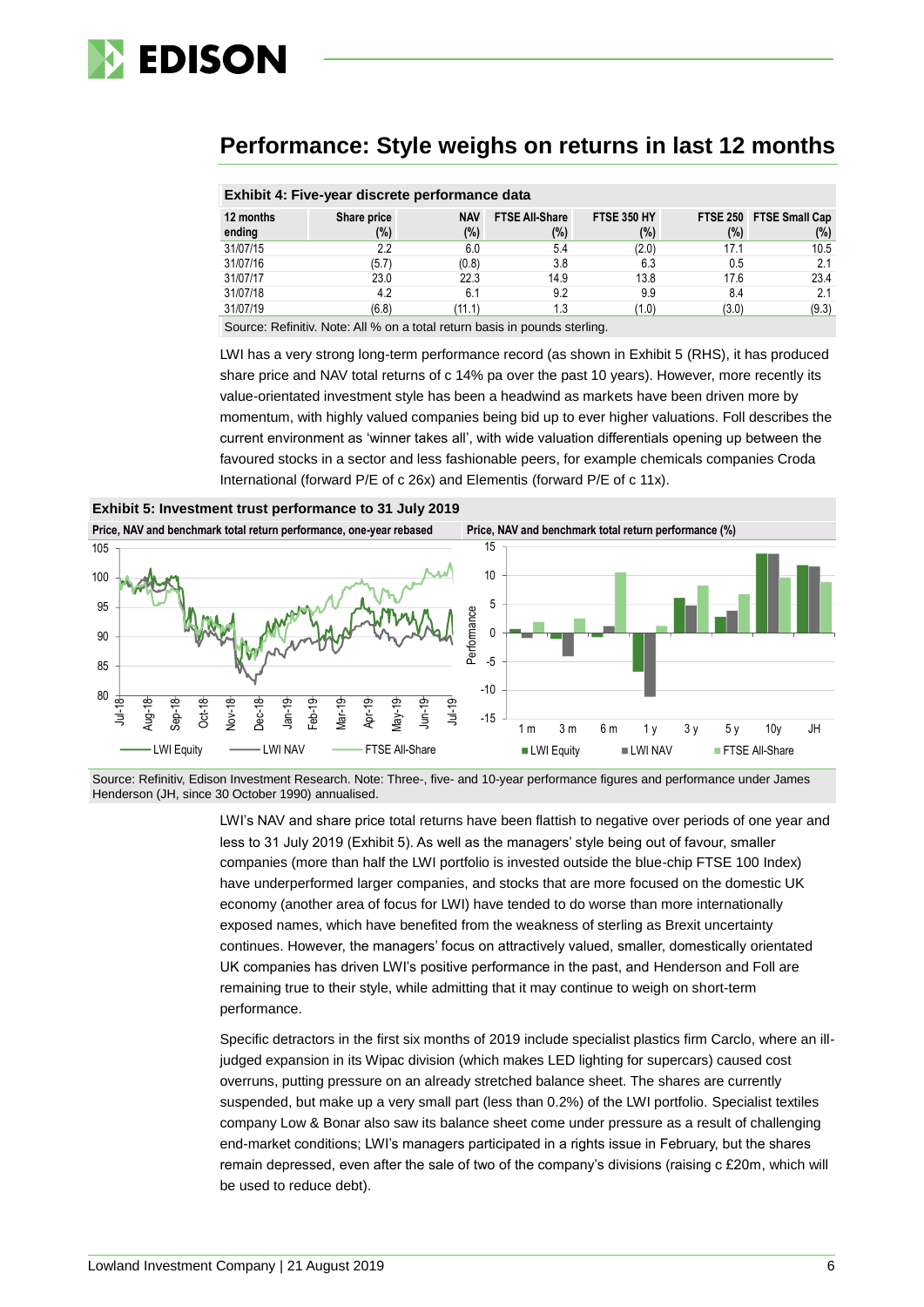## Performance: Style weighs on returns in last 12 months

**Exhibit 4: Five-year discrete performance data**

| 12 months ending | Share price (%) | NAV (%) | FTSE All-Share (%) | FTSE 350 HY (%) | FTSE 250 (%) | FTSE Small Cap (%) |
|---|---|---|---|---|---|---|
| 31/07/15 | 2.2 | 6.0 | 5.4 | (2.0) | 17.1 | 10.5 |
| 31/07/16 | (5.7) | (0.8) | 3.8 | 6.3 | 0.5 | 2.1 |
| 31/07/17 | 23.0 | 22.3 | 14.9 | 13.8 | 17.6 | 23.4 |
| 31/07/18 | 4.2 | 6.1 | 9.2 | 9.9 | 8.4 | 2.1 |
| 31/07/19 | (6.8) | (11.1) | 1.3 | (1.0) | (3.0) | (9.3) |

Source: Refinitiv. Note: All % on a total return basis in pounds sterling.

LWI has a very strong long-term performance record (as shown in Exhibit 5 (RHS), it has produced share price and NAV total returns of c 14% pa over the past 10 years). However, more recently its value-orientated investment style has been a headwind as markets have been driven more by momentum, with highly valued companies being bid up to ever higher valuations. Foll describes the current environment as 'winner takes all', with wide valuation differentials opening up between the favoured stocks in a sector and less fashionable peers, for example chemicals companies Croda International (forward P/E of c 26x) and Elementis (forward P/E of c 11x).

**Exhibit 5: Investment trust performance to 31 July 2019**

Price, NAV and benchmark total return performance, one-year rebased | Price, NAV and benchmark total return performance (%)

Source: Refinitiv, Edison Investment Research. Note: Three-, five- and 10-year performance figures and performance under James Henderson (JH, since 30 October 1990) annualised.

LWI's NAV and share price total returns have been flattish to negative over periods of one year and less to 31 July 2019 (Exhibit 5). As well as the managers' style being out of favour, smaller companies (more than half the LWI portfolio is invested outside the blue-chip FTSE 100 Index) have underperformed larger companies, and stocks that are more focused on the domestic UK economy (another area of focus for LWI) have tended to do worse than more internationally exposed names, which have benefited from the weakness of sterling as Brexit uncertainty continues. However, the managers' focus on attractively valued, smaller, domestically orientated UK companies has driven LWI's positive performance in the past, and Henderson and Foll are remaining true to their style, while admitting that it may continue to weigh on short-term performance.

Specific detractors in the first six months of 2019 include specialist plastics firm Carclo, where an ill-judged expansion in its Wipac division (which makes LED lighting for supercars) caused cost overruns, putting pressure on an already stretched balance sheet. The shares are currently suspended, but make up a very small part (less than 0.2%) of the LWI portfolio. Specialist textiles company Low & Bonar also saw its balance sheet come under pressure as a result of challenging end-market conditions; LWI's managers participated in a rights issue in February, but the shares remain depressed, even after the sale of two of the company's divisions (raising c £20m, which will be used to reduce debt).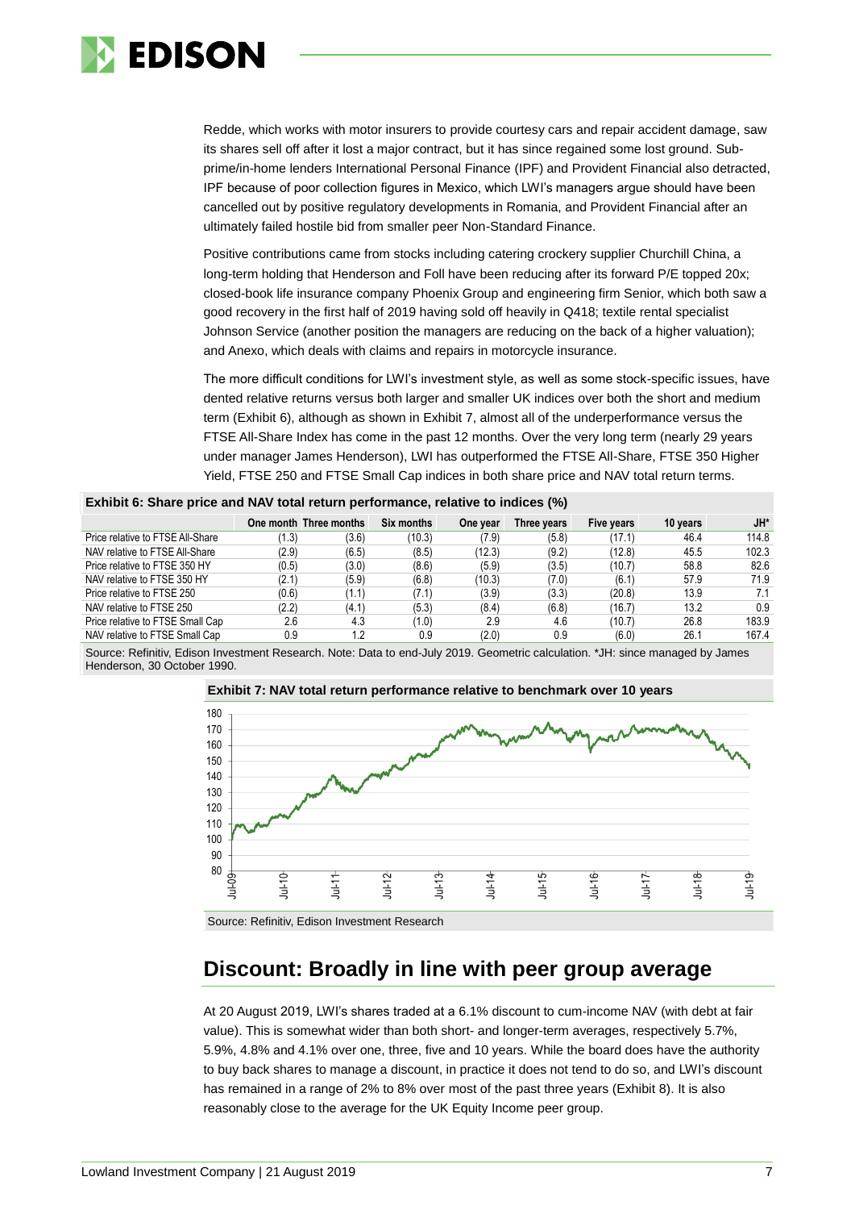Redde, which works with motor insurers to provide courtesy cars and repair accident damage, saw its shares sell off after it lost a major contract, but it has since regained some lost ground. Sub-prime/in-home lenders International Personal Finance (IPF) and Provident Financial also detracted, IPF because of poor collection figures in Mexico, which LWI's managers argue should have been cancelled out by positive regulatory developments in Romania, and Provident Financial after an ultimately failed hostile bid from smaller peer Non-Standard Finance.

Positive contributions came from stocks including catering crockery supplier Churchill China, a long-term holding that Henderson and Foll have been reducing after its forward P/E topped 20x; closed-book life insurance company Phoenix Group and engineering firm Senior, which both saw a good recovery in the first half of 2019 having sold off heavily in Q418; textile rental specialist Johnson Service (another position the managers are reducing on the back of a higher valuation); and Anexo, which deals with claims and repairs in motorcycle insurance.

The more difficult conditions for LWI's investment style, as well as some stock-specific issues, have dented relative returns versus both larger and smaller UK indices over both the short and medium term (Exhibit 6), although as shown in Exhibit 7, almost all of the underperformance versus the FTSE All-Share Index has come in the past 12 months. Over the very long term (nearly 29 years under manager James Henderson), LWI has outperformed the FTSE All-Share, FTSE 350 Higher Yield, FTSE 250 and FTSE Small Cap indices in both share price and NAV total return terms.

**Exhibit 6: Share price and NAV total return performance, relative to indices (%)**

| | One month | Three months | Six months | One year | Three years | Five years | 10 years | JH* |
|---|---|---|---|---|---|---|---|---|
| Price relative to FTSE All-Share | (1.3) | (3.6) | (10.3) | (7.9) | (5.8) | (17.1) | 46.4 | 114.8 |
| NAV relative to FTSE All-Share | (2.9) | (6.5) | (8.5) | (12.3) | (9.2) | (12.8) | 45.5 | 102.3 |
| Price relative to FTSE 350 HY | (0.5) | (3.0) | (8.6) | (5.9) | (3.5) | (10.7) | 58.8 | 82.6 |
| NAV relative to FTSE 350 HY | (2.1) | (5.9) | (6.8) | (10.3) | (7.0) | (6.1) | 57.9 | 71.9 |
| Price relative to FTSE 250 | (0.6) | (1.1) | (7.1) | (3.9) | (3.3) | (20.8) | 13.9 | 7.1 |
| NAV relative to FTSE 250 | (2.2) | (4.1) | (5.3) | (8.4) | (6.8) | (16.7) | 13.2 | 0.9 |
| Price relative to FTSE Small Cap | 2.6 | 4.3 | (1.0) | 2.9 | 4.6 | (10.7) | 26.8 | 183.9 |
| NAV relative to FTSE Small Cap | 0.9 | 1.2 | 0.9 | (2.0) | 0.9 | (6.0) | 26.1 | 167.4 |

Source: Refinitiv, Edison Investment Research. Note: Data to end-July 2019. Geometric calculation. *JH: since managed by James Henderson, 30 October 1990.

**Exhibit 7: NAV total return performance relative to benchmark over 10 years**

Source: Refinitiv, Edison Investment Research

## Discount: Broadly in line with peer group average

At 20 August 2019, LWI's shares traded at a 6.1% discount to cum-income NAV (with debt at fair value). This is somewhat wider than both short- and longer-term averages, respectively 5.7%, 5.9%, 4.8% and 4.1% over one, three, five and 10 years. While the board does have the authority to buy back shares to manage a discount, in practice it does not tend to do so, and LWI's discount has remained in a range of 2% to 8% over most of the past three years (Exhibit 8). It is also reasonably close to the average for the UK Equity Income peer group.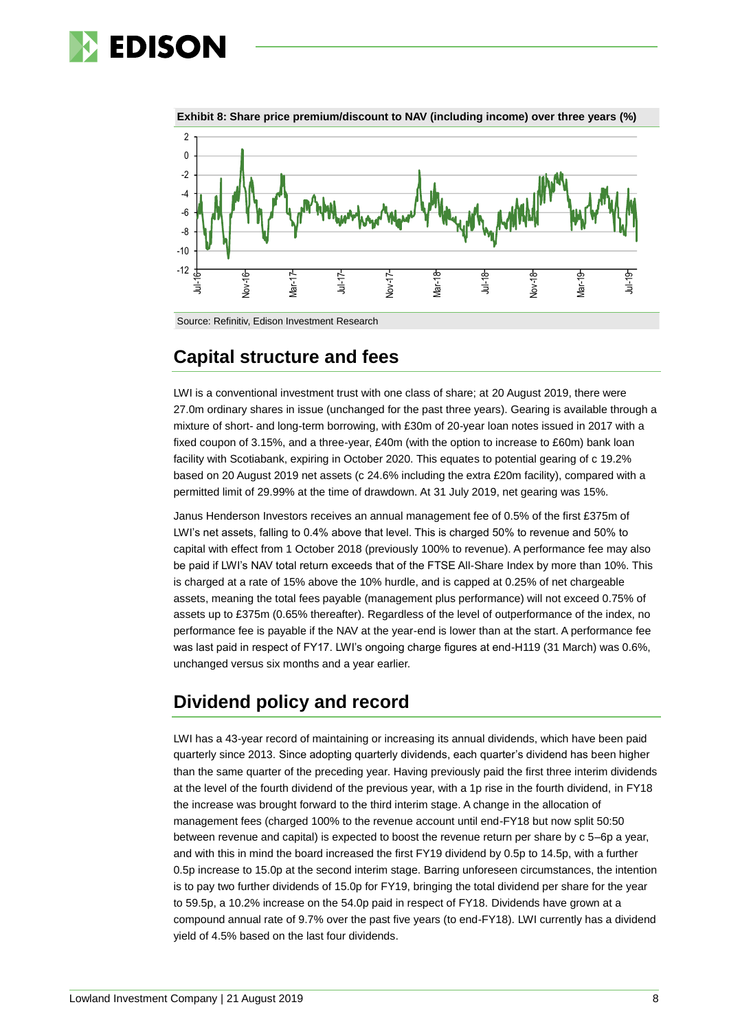**Exhibit 8: Share price premium/discount to NAV (including income) over three years (%)**

Source: Refinitiv, Edison Investment Research

## Capital structure and fees

LWI is a conventional investment trust with one class of share; at 20 August 2019, there were 27.0m ordinary shares in issue (unchanged for the past three years). Gearing is available through a mixture of short- and long-term borrowing, with £30m of 20-year loan notes issued in 2017 with a fixed coupon of 3.15%, and a three-year, £40m (with the option to increase to £60m) bank loan facility with Scotiabank, expiring in October 2020. This equates to potential gearing of c 19.2% based on 20 August 2019 net assets (c 24.6% including the extra £20m facility), compared with a permitted limit of 29.99% at the time of drawdown. At 31 July 2019, net gearing was 15%.

Janus Henderson Investors receives an annual management fee of 0.5% of the first £375m of LWI's net assets, falling to 0.4% above that level. This is charged 50% to revenue and 50% to capital with effect from 1 October 2018 (previously 100% to revenue). A performance fee may also be paid if LWI's NAV total return exceeds that of the FTSE All-Share Index by more than 10%. This is charged at a rate of 15% above the 10% hurdle, and is capped at 0.25% of net chargeable assets, meaning the total fees payable (management plus performance) will not exceed 0.75% of assets up to £375m (0.65% thereafter). Regardless of the level of outperformance of the index, no performance fee is payable if the NAV at the year-end is lower than at the start. A performance fee was last paid in respect of FY17. LWI's ongoing charge figures at end-H119 (31 March) was 0.6%, unchanged versus six months and a year earlier.

## Dividend policy and record

LWI has a 43-year record of maintaining or increasing its annual dividends, which have been paid quarterly since 2013. Since adopting quarterly dividends, each quarter's dividend has been higher than the same quarter of the preceding year. Having previously paid the first three interim dividends at the level of the fourth dividend of the previous year, with a 1p rise in the fourth dividend, in FY18 the increase was brought forward to the third interim stage. A change in the allocation of management fees (charged 100% to the revenue account until end-FY18 but now split 50:50 between revenue and capital) is expected to boost the revenue return per share by c 5–6p a year, and with this in mind the board increased the first FY19 dividend by 0.5p to 14.5p, with a further 0.5p increase to 15.0p at the second interim stage. Barring unforeseen circumstances, the intention is to pay two further dividends of 15.0p for FY19, bringing the total dividend per share for the year to 59.5p, a 10.2% increase on the 54.0p paid in respect of FY18. Dividends have grown at a compound annual rate of 9.7% over the past five years (to end-FY18). LWI currently has a dividend yield of 4.5% based on the last four dividends.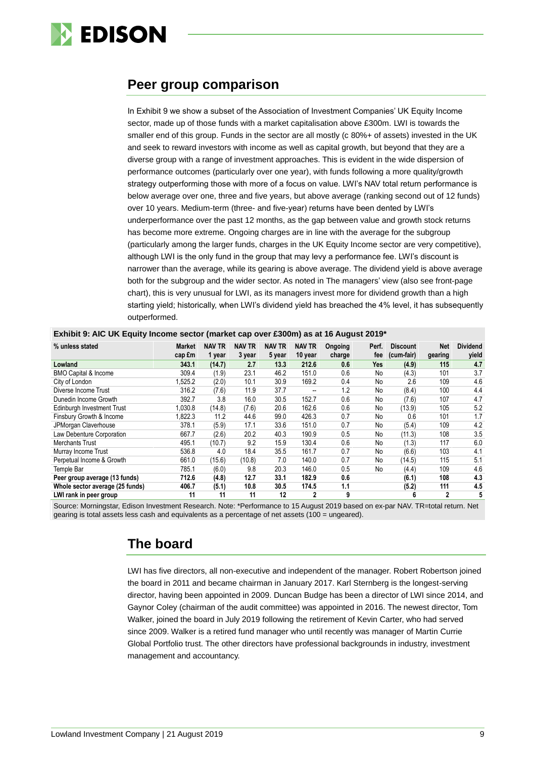## Peer group comparison

In Exhibit 9 we show a subset of the Association of Investment Companies' UK Equity Income sector, made up of those funds with a market capitalisation above £300m. LWI is towards the smaller end of this group. Funds in the sector are all mostly (c 80%+ of assets) invested in the UK and seek to reward investors with income as well as capital growth, but beyond that they are a diverse group with a range of investment approaches. This is evident in the wide dispersion of performance outcomes (particularly over one year), with funds following a more quality/growth strategy outperforming those with more of a focus on value. LWI's NAV total return performance is below average over one, three and five years, but above average (ranking second out of 12 funds) over 10 years. Medium-term (three- and five-year) returns have been dented by LWI's underperformance over the past 12 months, as the gap between value and growth stock returns has become more extreme. Ongoing charges are in line with the average for the subgroup (particularly among the larger funds, charges in the UK Equity Income sector are very competitive), although LWI is the only fund in the group that may levy a performance fee. LWI's discount is narrower than the average, while its gearing is above average. The dividend yield is above average both for the subgroup and the wider sector. As noted in The managers' view (also see front-page chart), this is very unusual for LWI, as its managers invest more for dividend growth than a high starting yield; historically, when LWI's dividend yield has breached the 4% level, it has subsequently outperformed.

**Exhibit 9: AIC UK Equity Income sector (market cap over £300m) as at 16 August 2019***

| % unless stated | Market cap £m | NAV TR 1 year | NAV TR 3 year | NAV TR 5 year | NAV TR 10 year | Ongoing charge | Perf. fee | Discount (cum-fair) | Net gearing | Dividend yield |
|---|---|---|---|---|---|---|---|---|---|---|
| **Lowland** | **343.1** | **(14.7)** | **2.7** | **13.3** | **212.6** | **0.6** | **Yes** | **(4.9)** | **115** | **4.7** |
| BMO Capital & Income | 309.4 | (1.9) | 23.1 | 46.2 | 151.0 | 0.6 | No | (4.3) | 101 | 3.7 |
| City of London | 1,525.2 | (2.0) | 10.1 | 30.9 | 169.2 | 0.4 | No | 2.6 | 109 | 4.6 |
| Diverse Income Trust | 316.2 | (7.6) | 11.9 | 37.7 | -- | 1.2 | No | (8.4) | 100 | 4.4 |
| Dunedin Income Growth | 392.7 | 3.8 | 16.0 | 30.5 | 152.7 | 0.6 | No | (7.6) | 107 | 4.7 |
| Edinburgh Investment Trust | 1,030.8 | (14.8) | (7.6) | 20.6 | 162.6 | 0.6 | No | (13.9) | 105 | 5.2 |
| Finsbury Growth & Income | 1,822.3 | 11.2 | 44.6 | 99.0 | 426.3 | 0.7 | No | 0.6 | 101 | 1.7 |
| JPMorgan Claverhouse | 378.1 | (5.9) | 17.1 | 33.6 | 151.0 | 0.7 | No | (5.4) | 109 | 4.2 |
| Law Debenture Corporation | 667.7 | (2.6) | 20.2 | 40.3 | 190.9 | 0.5 | No | (11.3) | 108 | 3.5 |
| Merchants Trust | 495.1 | (10.7) | 9.2 | 15.9 | 130.4 | 0.6 | No | (1.3) | 117 | 6.0 |
| Murray Income Trust | 536.8 | 4.0 | 18.4 | 35.5 | 161.7 | 0.7 | No | (6.6) | 103 | 4.1 |
| Perpetual Income & Growth | 661.0 | (15.6) | (10.8) | 7.0 | 140.0 | 0.7 | No | (14.5) | 115 | 5.1 |
| Temple Bar | 785.1 | (6.0) | 9.8 | 20.3 | 146.0 | 0.5 | No | (4.4) | 109 | 4.6 |
| **Peer group average (13 funds)** | **712.6** | **(4.8)** | **12.7** | **33.1** | **182.9** | **0.6** | | **(6.1)** | **108** | **4.3** |
| **Whole sector average (25 funds)** | **406.7** | **(5.1)** | **10.8** | **30.5** | **174.5** | **1.1** | | **(5.2)** | **111** | **4.5** |
| **LWI rank in peer group** | **11** | **11** | **11** | **12** | **2** | **9** | | **6** | **2** | **5** |

Source: Morningstar, Edison Investment Research. Note: *Performance to 15 August 2019 based on ex-par NAV. TR=total return. Net gearing is total assets less cash and equivalents as a percentage of net assets (100 = ungeared).

## The board

LWI has five directors, all non-executive and independent of the manager. Robert Robertson joined the board in 2011 and became chairman in January 2017. Karl Sternberg is the longest-serving director, having been appointed in 2009. Duncan Budge has been a director of LWI since 2014, and Gaynor Coley (chairman of the audit committee) was appointed in 2016. The newest director, Tom Walker, joined the board in July 2019 following the retirement of Kevin Carter, who had served since 2009. Walker is a retired fund manager who until recently was manager of Martin Currie Global Portfolio trust. The other directors have professional backgrounds in industry, investment management and accountancy.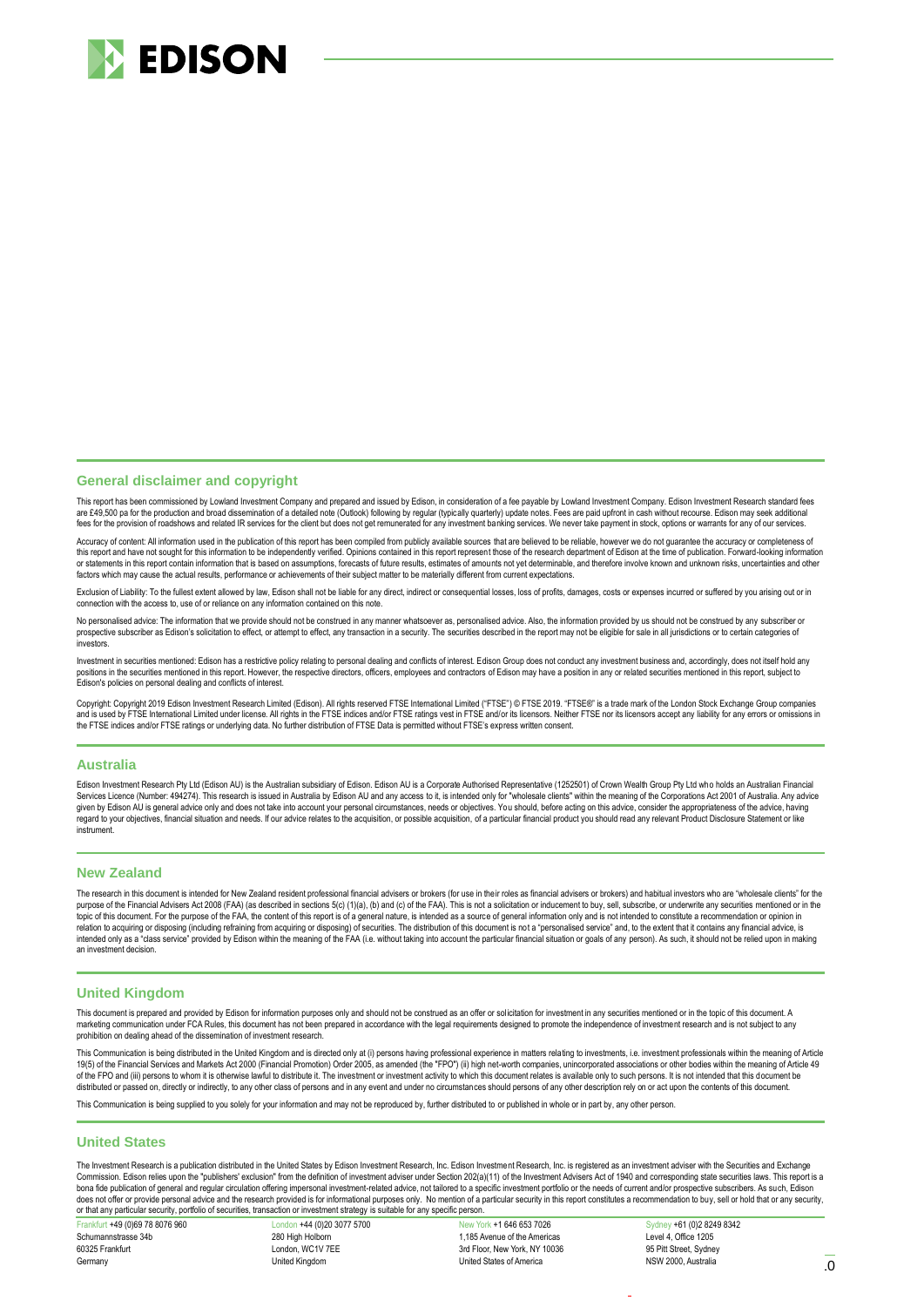## General disclaimer and copyright

This report has been commissioned by Lowland Investment Company and prepared and issued by Edison, in consideration of a fee payable by Lowland Investment Company. Edison Investment Research standard fees are £49,500 pa for the production and broad dissemination of a detailed note (Outlook) following by regular (typically quarterly) update notes. Fees are paid upfront in cash without recourse. Edison may seek additional fees for the provision of roadshows and related IR services for the client but does not get remunerated for any investment banking services. We never take payment in stock, options or warrants for any of our services.

Accuracy of content: All information used in the publication of this report has been compiled from publicly available sources that are believed to be reliable, however we do not guarantee the accuracy or completeness of this report and have not sought for this information to be independently verified. Opinions contained in this report represent those of the research department of Edison at the time of publication. Forward-looking information or statements in this report contain information that is based on assumptions, forecasts of future results, estimates of amounts not yet determinable, and therefore involve known and unknown risks, uncertainties and other factors which may cause the actual results, performance or achievements of their subject matter to be materially different from current expectations.

Exclusion of Liability: To the fullest extent allowed by law, Edison shall not be liable for any direct, indirect or consequential losses, loss of profits, damages, costs or expenses incurred or suffered by you arising out or in connection with the access to, use of or reliance on any information contained on this note.

No personalised advice: The information that we provide should not be construed in any manner whatsoever as, personalised advice. Also, the information provided by us should not be construed by any subscriber or prospective subscriber as Edison's solicitation to effect, or attempt to effect, any transaction in a security. The securities described in the report may not be eligible for sale in all jurisdictions or to certain categories of investors.

Investment in securities mentioned: Edison has a restrictive policy relating to personal dealing and conflicts of interest. Edison Group does not conduct any investment business and, accordingly, does not itself hold any positions in the securities mentioned in this report. However, the respective directors, officers, employees and contractors of Edison may have a position in any or related securities mentioned in this report, subject to Edison's policies on personal dealing and conflicts of interest.

Copyright: Copyright 2019 Edison Investment Research Limited (Edison). All rights reserved FTSE International Limited ("FTSE") © FTSE 2019. "FTSE®" is a trade mark of the London Stock Exchange Group companies and is used by FTSE International Limited under license. All rights in the FTSE indices and/or FTSE ratings vest in FTSE and/or its licensors. Neither FTSE nor its licensors accept any liability for any errors or omissions in the FTSE indices and/or FTSE ratings or underlying data. No further distribution of FTSE Data is permitted without FTSE's express written consent.

## Australia

Edison Investment Research Pty Ltd (Edison AU) is the Australian subsidiary of Edison. Edison AU is a Corporate Authorised Representative (1252501) of Crown Wealth Group Pty Ltd who holds an Australian Financial Services Licence (Number: 494274). This research is issued in Australia by Edison AU and any access to it, is intended only for "wholesale clients" within the meaning of the Corporations Act 2001 of Australia. Any advice given by Edison AU is general advice only and does not take into account your personal circumstances, needs or objectives. You should, before acting on this advice, consider the appropriateness of the advice, having regard to your objectives, financial situation and needs. If our advice relates to the acquisition, or possible acquisition, of a particular financial product you should read any relevant Product Disclosure Statement or like instrument.

## New Zealand

The research in this document is intended for New Zealand resident professional financial advisers or brokers (for use in their roles as financial advisers or brokers) and habitual investors who are "wholesale clients" for the purpose of the Financial Advisers Act 2008 (FAA) (as described in sections 5(c) (1)(a), (b) and (c) of the FAA). This is not a solicitation or inducement to buy, sell, subscribe, or underwrite any securities mentioned or in the topic of this document. For the purpose of the FAA, the content of this report is of a general nature, is intended as a source of general information only and is not intended to constitute a recommendation or opinion in relation to acquiring or disposing (including refraining from acquiring or disposing) of securities. The distribution of this document is not a "personalised service" and, to the extent that it contains any financial advice, is intended only as a "class service" provided by Edison within the meaning of the FAA (i.e. without taking into account the particular financial situation or goals of any person). As such, it should not be relied upon in making an investment decision.

## United Kingdom

This document is prepared and provided by Edison for information purposes only and should not be construed as an offer or solicitation for investment in any securities mentioned or in the topic of this document. A marketing communication under FCA Rules, this document has not been prepared in accordance with the legal requirements designed to promote the independence of investment research and is not subject to any prohibition on dealing ahead of the dissemination of investment research.

This Communication is being distributed in the United Kingdom and is directed only at (i) persons having professional experience in matters relating to investments, i.e. investment professionals within the meaning of Article 19(5) of the Financial Services and Markets Act 2000 (Financial Promotion) Order 2005, as amended (the "FPO") (ii) high net-worth companies, unincorporated associations or other bodies within the meaning of Article 49 of the FPO and (iii) persons to whom it is otherwise lawful to distribute it. The investment or investment activity to which this document relates is available only to such persons. It is not intended that this document be distributed or passed on, directly or indirectly, to any other class of persons and in any event and under no circumstances should persons of any other description rely on or act upon the contents of this document.

This Communication is being supplied to you solely for your information and may not be reproduced by, further distributed to or published in whole or in part by, any other person.

## United States

The Investment Research is a publication distributed in the United States by Edison Investment Research, Inc. Edison Investment Research, Inc. is registered as an investment adviser with the Securities and Exchange Commission. Edison relies upon the "publishers' exclusion" from the definition of investment adviser under Section 202(a)(11) of the Investment Advisers Act of 1940 and corresponding state securities laws. This report is a bona fide publication of general and regular circulation offering impersonal investment-related advice, not tailored to a specific investment portfolio or the needs of current and/or prospective subscribers. As such, Edison does not offer or provide personal advice and the research provided is for informational purposes only. No mention of a particular security in this report constitutes a recommendation to buy, sell or hold that or any security, or that any particular security, portfolio of securities, transaction or investment strategy is suitable for any specific person.

Frankfurt +49 (0)69 78 8076 960
Schumannstrasse 34b
60325 Frankfurt
Germany

London +44 (0)20 3077 5700
280 High Holborn
London, WC1V 7EE
United Kingdom

New York +1 646 653 7026
1,185 Avenue of the Americas
3rd Floor, New York, NY 10036
United States of America

Sydney +61 (0)2 8249 8342
Level 4, Office 1205
95 Pitt Street, Sydney
NSW 2000, Australia